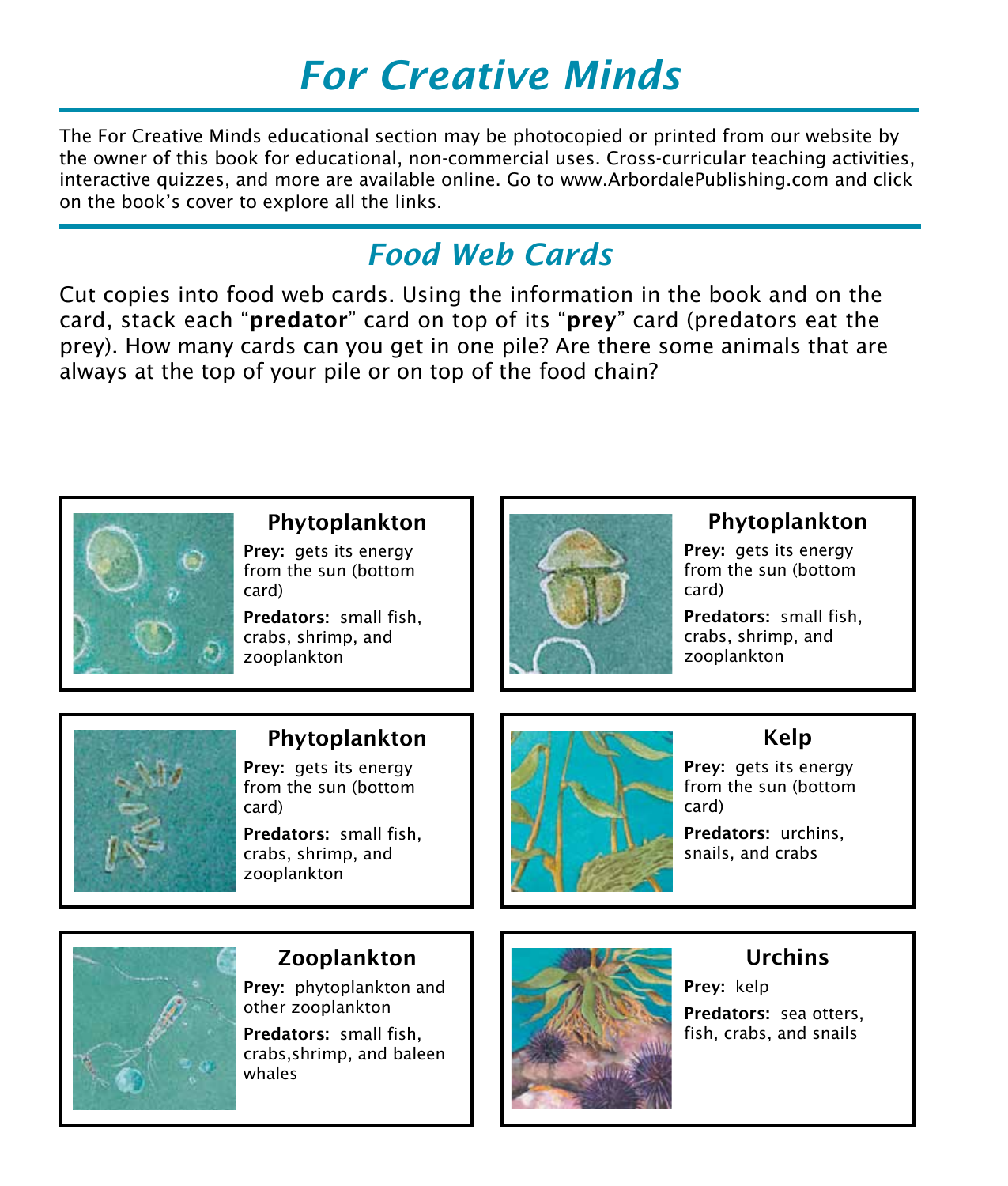# For Creative Minds

The For Creative Minds educational section may be photocopied or printed from our website by the owner of this book for educational, non-commercial uses. Cross-curricular teaching activities, interactive quizzes, and more are available online. Go to www.ArbordalePublishing.com and click on the book's cover to explore all the links.

## Food Web Cards

Cut copies into food web cards. Using the information in the book and on the card, stack each "**predator**" card on top of its "**prey**" card (predators eat the prey). How many cards can you get in one pile? Are there some animals that are always at the top of your pile or on top of the food chain?

### Phytoplankton

**Prey:** gets its energy from the sun (bottom card)

**Predators:** small fish, crabs, shrimp, and zooplankton

### Phytoplankton

**Prey:** gets its energy from the sun (bottom card)

**Predators:** small fish, crabs, shrimp, and zooplankton

### Phytoplankton

**Prey:** gets its energy from the sun (bottom card)

**Predators:** small fish, crabs, shrimp, and zooplankton

### Kelp

**Prey:** gets its energy from the sun (bottom card)

**Predators:** urchins, snails, and crabs

### Zooplankton

**Prey:** phytoplankton and other zooplankton

**Predators:** small fish, crabs,shrimp, and baleen whales

### Urchins

**Prey:** kelp

**Predators:** sea otters, fish, crabs, and snails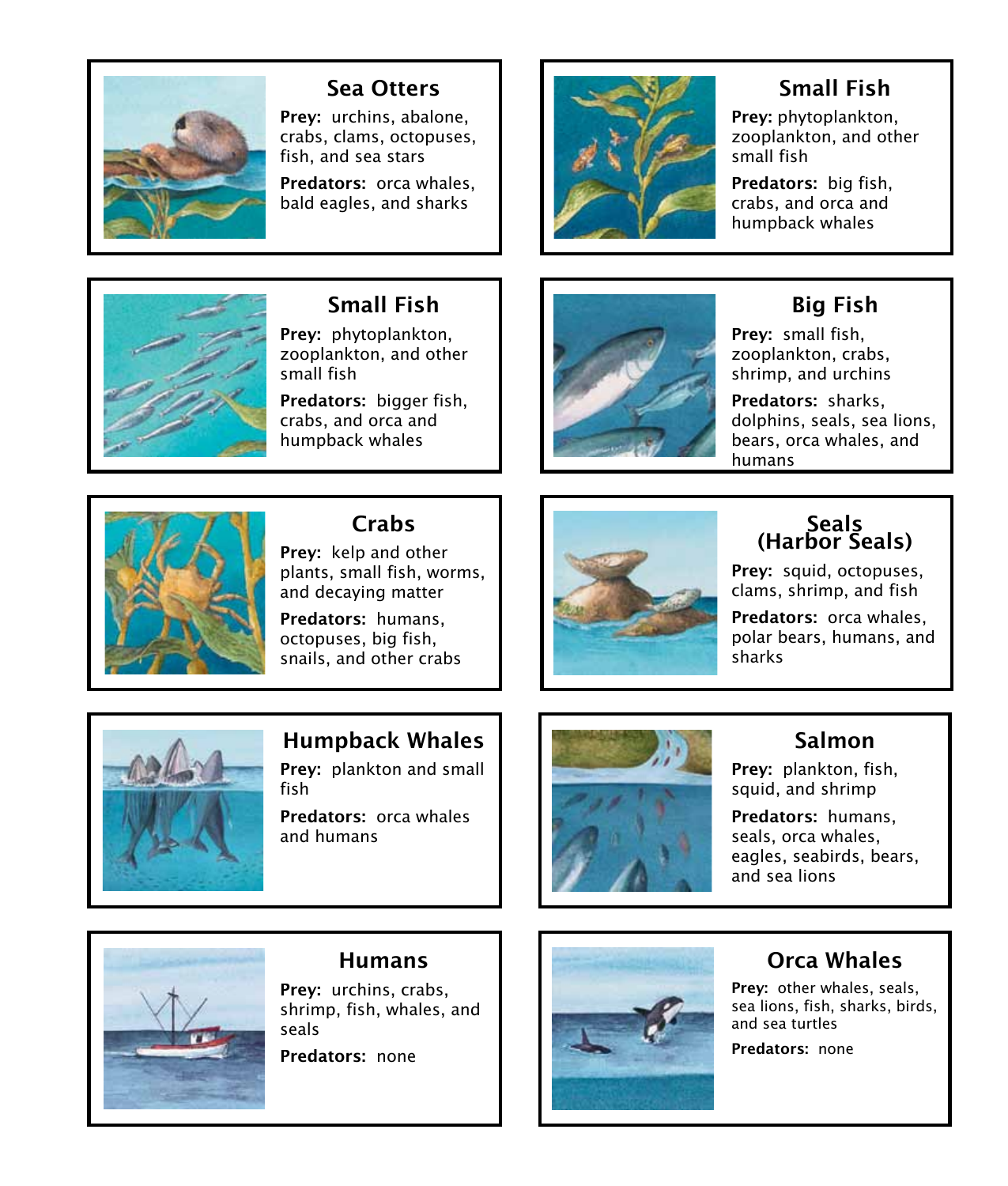## Sea Otters

**Prey:** urchins, abalone, crabs, clams, octopuses, fish, and sea stars

**Predators:** orca whales, bald eagles, and sharks

## Small Fish

**Prey:** phytoplankton, zooplankton, and other small fish

**Predators:** big fish, crabs, and orca and humpback whales

## Small Fish

**Prey:** phytoplankton, zooplankton, and other small fish

**Predators:** bigger fish, crabs, and orca and humpback whales

## Big Fish

**Prey:** small fish, zooplankton, crabs, shrimp, and urchins

**Predators:** sharks, dolphins, seals, sea lions, bears, orca whales, and humans

## Crabs

**Prey:** kelp and other plants, small fish, worms, and decaying matter

**Predators:** humans, octopuses, big fish, snails, and other crabs

## Seals (Harbor Seals)

**Prey:** squid, octopuses, clams, shrimp, and fish

**Predators:** orca whales, polar bears, humans, and sharks

## Humpback Whales

**Prey:** plankton and small fish

**Predators:** orca whales and humans

## Salmon

**Prey:** plankton, fish, squid, and shrimp

**Predators:** humans, seals, orca whales, eagles, seabirds, bears, and sea lions

## Humans

**Prey:** urchins, crabs, shrimp, fish, whales, and seals

**Predators:** none

## Orca Whales

**Prey:** other whales, seals, sea lions, fish, sharks, birds, and sea turtles

**Predators:** none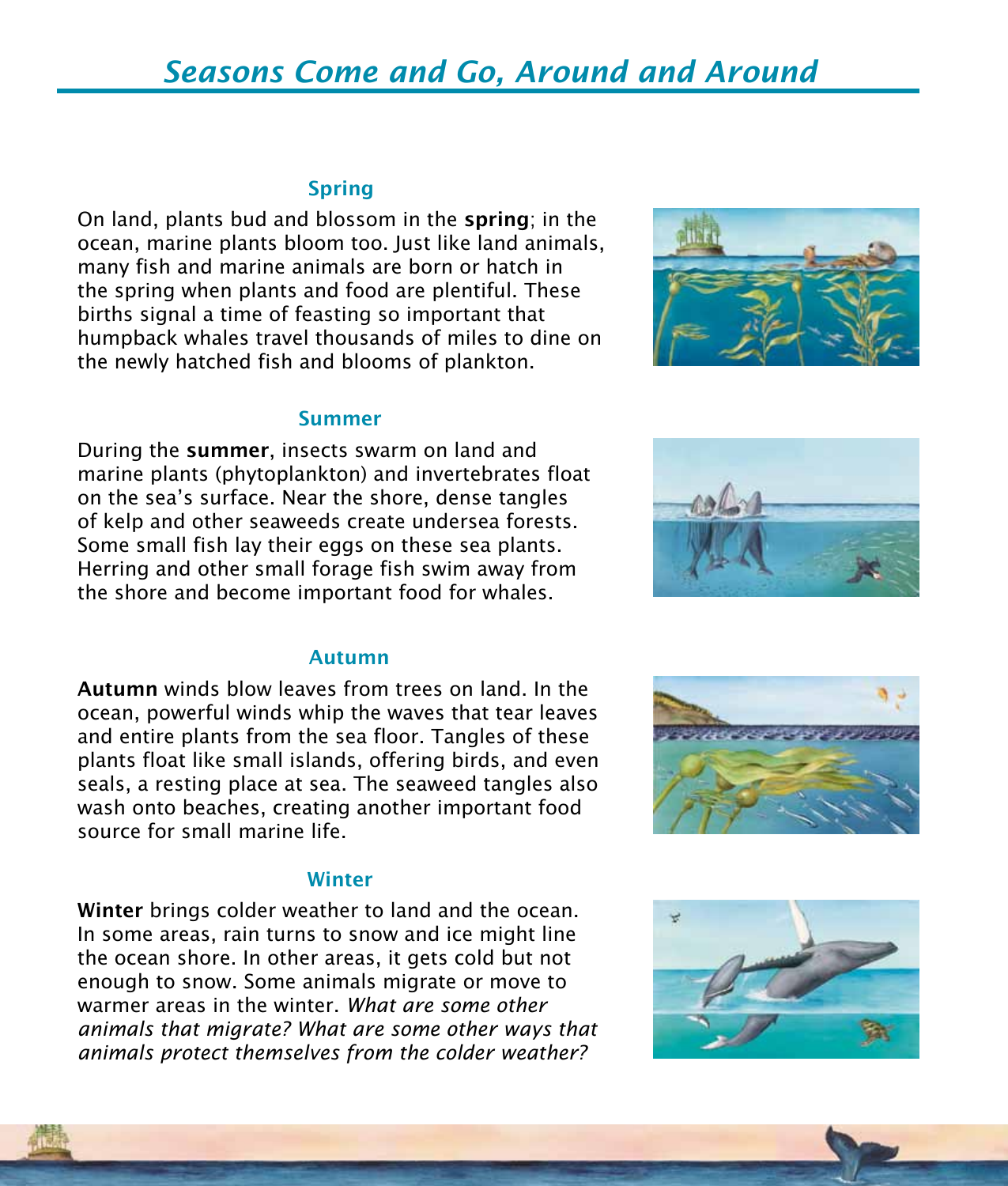# *Seasons Come and Go, Around and Around*

### Spring

On land, plants bud and blossom in the **spring**; in the ocean, marine plants bloom too. Just like land animals, many fish and marine animals are born or hatch in the spring when plants and food are plentiful. These births signal a time of feasting so important that humpback whales travel thousands of miles to dine on the newly hatched fish and blooms of plankton.

### Summer

During the **summer**, insects swarm on land and marine plants (phytoplankton) and invertebrates float on the sea's surface. Near the shore, dense tangles of kelp and other seaweeds create undersea forests. Some small fish lay their eggs on these sea plants. Herring and other small forage fish swim away from the shore and become important food for whales.

### Autumn

**Autumn** winds blow leaves from trees on land. In the ocean, powerful winds whip the waves that tear leaves and entire plants from the sea floor. Tangles of these plants float like small islands, offering birds, and even seals, a resting place at sea. The seaweed tangles also wash onto beaches, creating another important food source for small marine life.

### Winter

**Winter** brings colder weather to land and the ocean. In some areas, rain turns to snow and ice might line the ocean shore. In other areas, it gets cold but not enough to snow. Some animals migrate or move to warmer areas in the winter. *What are some other animals that migrate? What are some other ways that animals protect themselves from the colder weather?*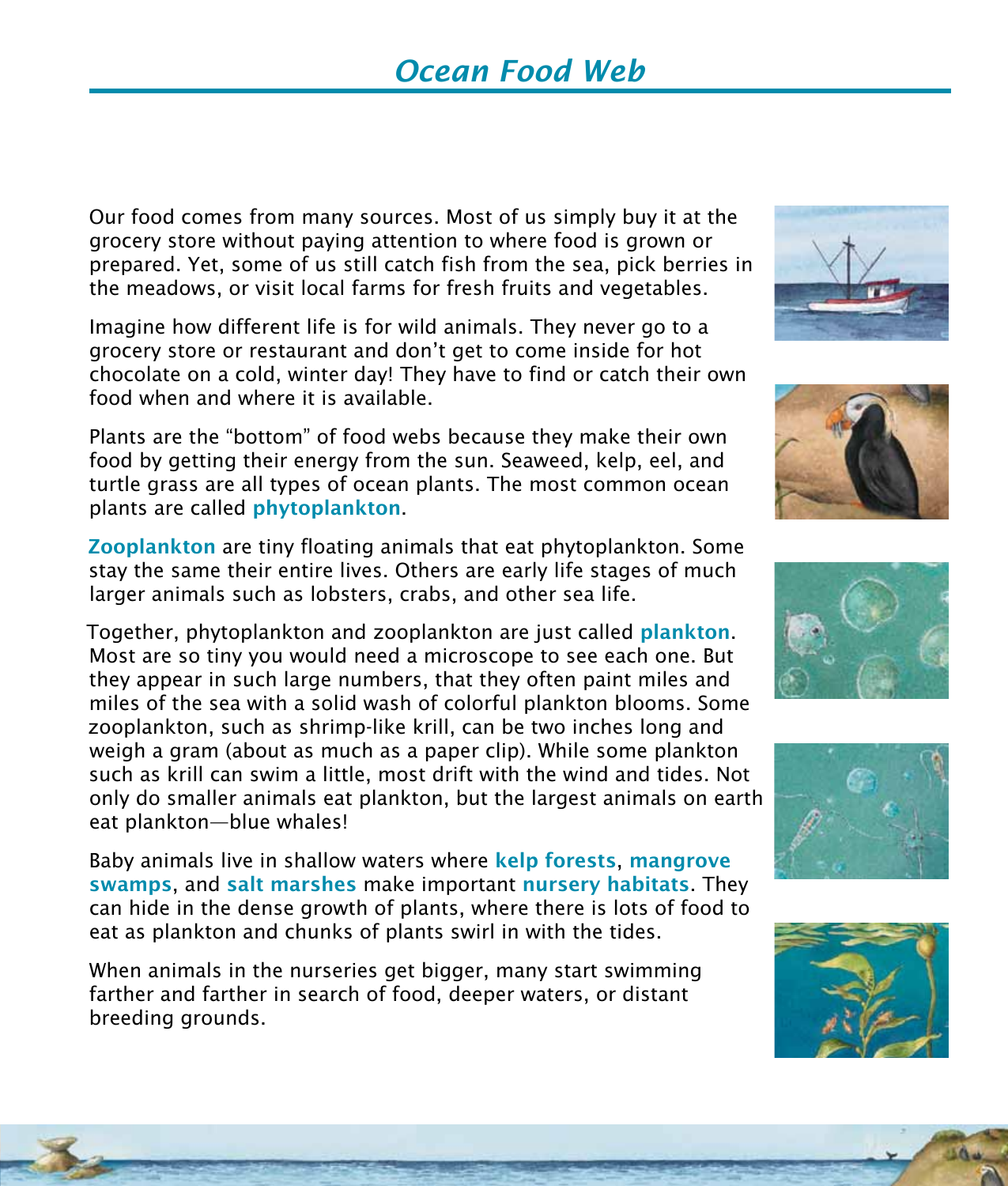# *Ocean Food Web*

Our food comes from many sources. Most of us simply buy it at the grocery store without paying attention to where food is grown or prepared. Yet, some of us still catch fish from the sea, pick berries in the meadows, or visit local farms for fresh fruits and vegetables.

Imagine how different life is for wild animals. They never go to a grocery store or restaurant and don't get to come inside for hot chocolate on a cold, winter day! They have to find or catch their own food when and where it is available.

Plants are the "bottom" of food webs because they make their own food by getting their energy from the sun. Seaweed, kelp, eel, and turtle grass are all types of ocean plants. The most common ocean plants are called **phytoplankton**.

**Zooplankton** are tiny floating animals that eat phytoplankton. Some stay the same their entire lives. Others are early life stages of much larger animals such as lobsters, crabs, and other sea life.

Together, phytoplankton and zooplankton are just called **plankton**. Most are so tiny you would need a microscope to see each one. But they appear in such large numbers, that they often paint miles and miles of the sea with a solid wash of colorful plankton blooms. Some zooplankton, such as shrimp-like krill, can be two inches long and weigh a gram (about as much as a paper clip). While some plankton such as krill can swim a little, most drift with the wind and tides. Not only do smaller animals eat plankton, but the largest animals on earth eat plankton—blue whales!

Baby animals live in shallow waters where **kelp forests**, **mangrove swamps**, and **salt marshes** make important **nursery habitats**. They can hide in the dense growth of plants, where there is lots of food to eat as plankton and chunks of plants swirl in with the tides.

When animals in the nurseries get bigger, many start swimming farther and farther in search of food, deeper waters, or distant breeding grounds.